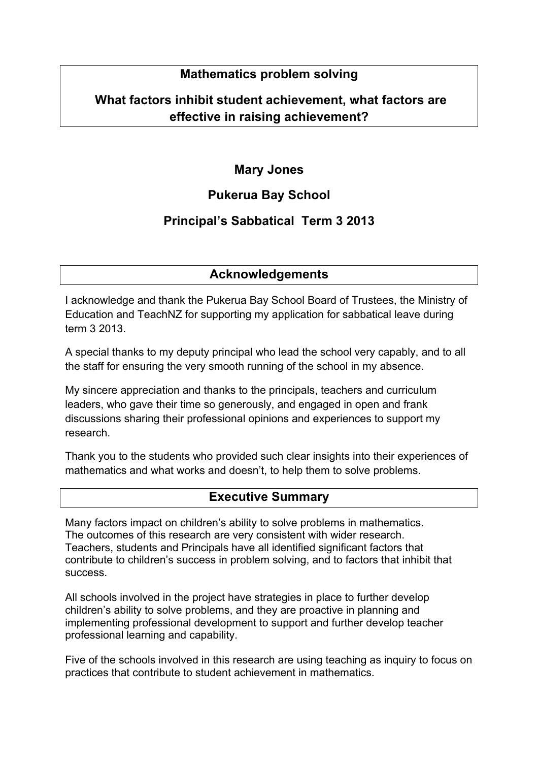# Mathematics problem solving

## What factors inhibit student achievement, what factors are effective in raising achievement?

**Mary Jones**

**Pukerua Bay School**

**Principal's Sabbatical Term 3 2013**

## Acknowledgements

I acknowledge and thank the Pukerua Bay School Board of Trustees, the Ministry of Education and TeachNZ for supporting my application for sabbatical leave during term 3 2013.

A special thanks to my deputy principal who lead the school very capably, and to all the staff for ensuring the very smooth running of the school in my absence.

My sincere appreciation and thanks to the principals, teachers and curriculum leaders, who gave their time so generously, and engaged in open and frank discussions sharing their professional opinions and experiences to support my research.

Thank you to the students who provided such clear insights into their experiences of mathematics and what works and doesn't, to help them to solve problems.

## Executive Summary

Many factors impact on children's ability to solve problems in mathematics. The outcomes of this research are very consistent with wider research. Teachers, students and Principals have all identified significant factors that contribute to children's success in problem solving, and to factors that inhibit that success.

All schools involved in the project have strategies in place to further develop children's ability to solve problems, and they are proactive in planning and implementing professional development to support and further develop teacher professional learning and capability.

Five of the schools involved in this research are using teaching as inquiry to focus on practices that contribute to student achievement in mathematics.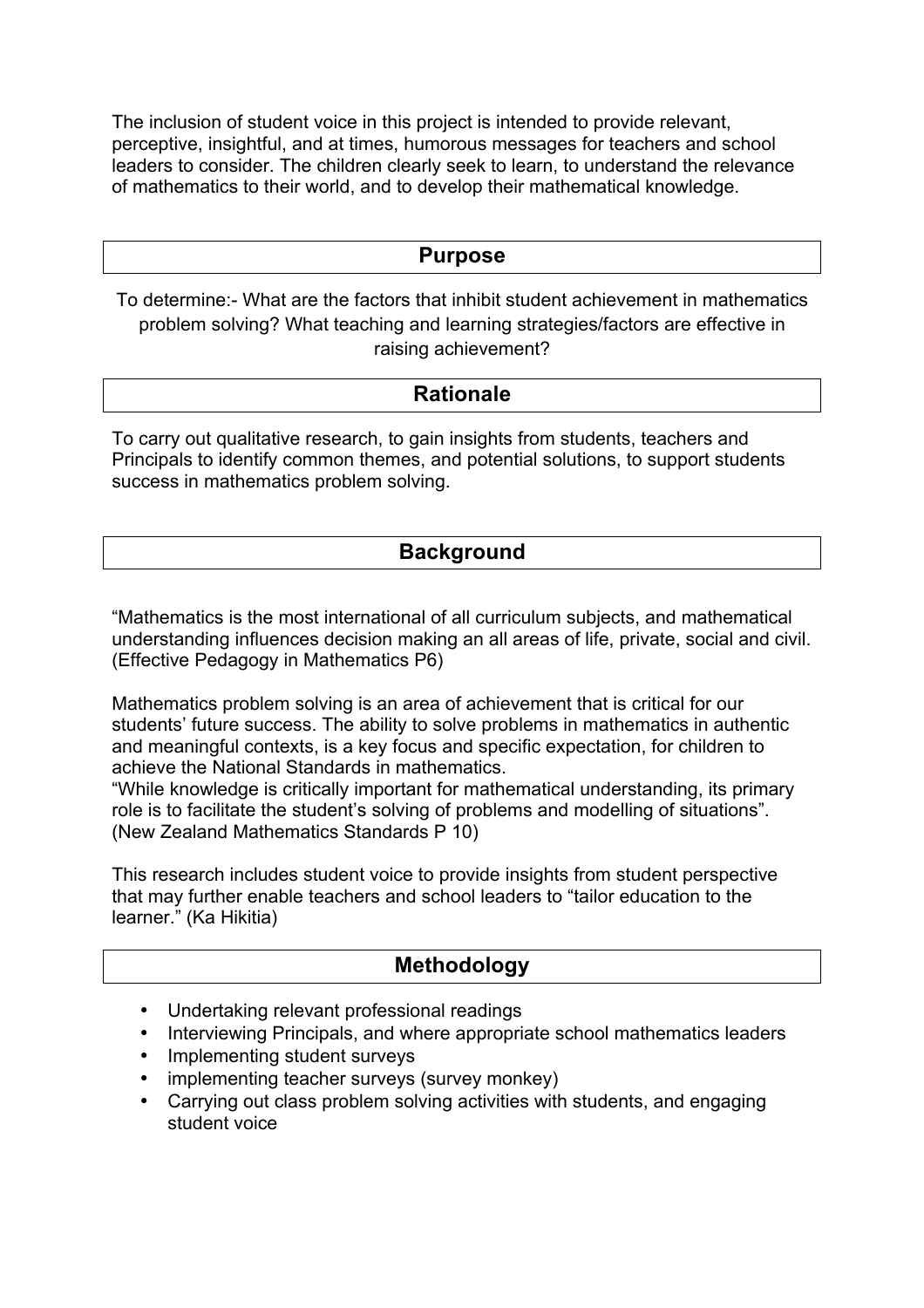The inclusion of student voice in this project is intended to provide relevant, perceptive, insightful, and at times, humorous messages for teachers and school leaders to consider. The children clearly seek to learn, to understand the relevance of mathematics to their world, and to develop their mathematical knowledge.

## Purpose

To determine:- What are the factors that inhibit student achievement in mathematics problem solving? What teaching and learning strategies/factors are effective in raising achievement?

## Rationale

To carry out qualitative research, to gain insights from students, teachers and Principals to identify common themes, and potential solutions, to support students success in mathematics problem solving.

## Background

"Mathematics is the most international of all curriculum subjects, and mathematical understanding influences decision making an all areas of life, private, social and civil. (Effective Pedagogy in Mathematics P6)

Mathematics problem solving is an area of achievement that is critical for our students' future success. The ability to solve problems in mathematics in authentic and meaningful contexts, is a key focus and specific expectation, for children to achieve the National Standards in mathematics.
"While knowledge is critically important for mathematical understanding, its primary role is to facilitate the student's solving of problems and modelling of situations". (New Zealand Mathematics Standards P 10)

This research includes student voice to provide insights from student perspective that may further enable teachers and school leaders to "tailor education to the learner." (Ka Hikitia)

## Methodology

- Undertaking relevant professional readings
- Interviewing Principals, and where appropriate school mathematics leaders
- Implementing student surveys
- implementing teacher surveys (survey monkey)
- Carrying out class problem solving activities with students, and engaging student voice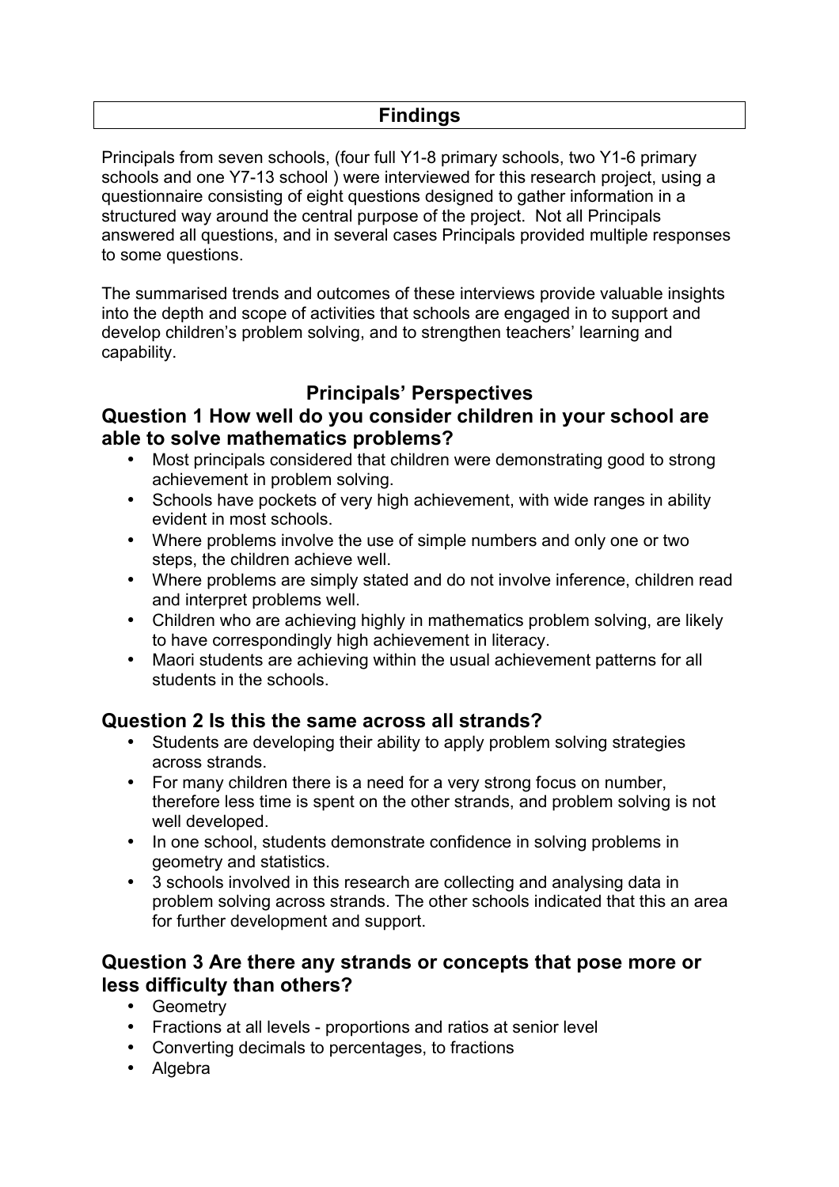## Findings

Principals from seven schools, (four full Y1-8 primary schools, two Y1-6 primary schools and one Y7-13 school ) were interviewed for this research project, using a questionnaire consisting of eight questions designed to gather information in a structured way around the central purpose of the project. Not all Principals answered all questions, and in several cases Principals provided multiple responses to some questions.

The summarised trends and outcomes of these interviews provide valuable insights into the depth and scope of activities that schools are engaged in to support and develop children's problem solving, and to strengthen teachers' learning and capability.

## Principals' Perspectives

### Question 1 How well do you consider children in your school are able to solve mathematics problems?

- Most principals considered that children were demonstrating good to strong achievement in problem solving.
- Schools have pockets of very high achievement, with wide ranges in ability evident in most schools.
- Where problems involve the use of simple numbers and only one or two steps, the children achieve well.
- Where problems are simply stated and do not involve inference, children read and interpret problems well.
- Children who are achieving highly in mathematics problem solving, are likely to have correspondingly high achievement in literacy.
- Maori students are achieving within the usual achievement patterns for all students in the schools.

### Question 2 Is this the same across all strands?

- Students are developing their ability to apply problem solving strategies across strands.
- For many children there is a need for a very strong focus on number, therefore less time is spent on the other strands, and problem solving is not well developed.
- In one school, students demonstrate confidence in solving problems in geometry and statistics.
- 3 schools involved in this research are collecting and analysing data in problem solving across strands. The other schools indicated that this an area for further development and support.

### Question 3 Are there any strands or concepts that pose more or less difficulty than others?

- Geometry
- Fractions at all levels - proportions and ratios at senior level
- Converting decimals to percentages, to fractions
- Algebra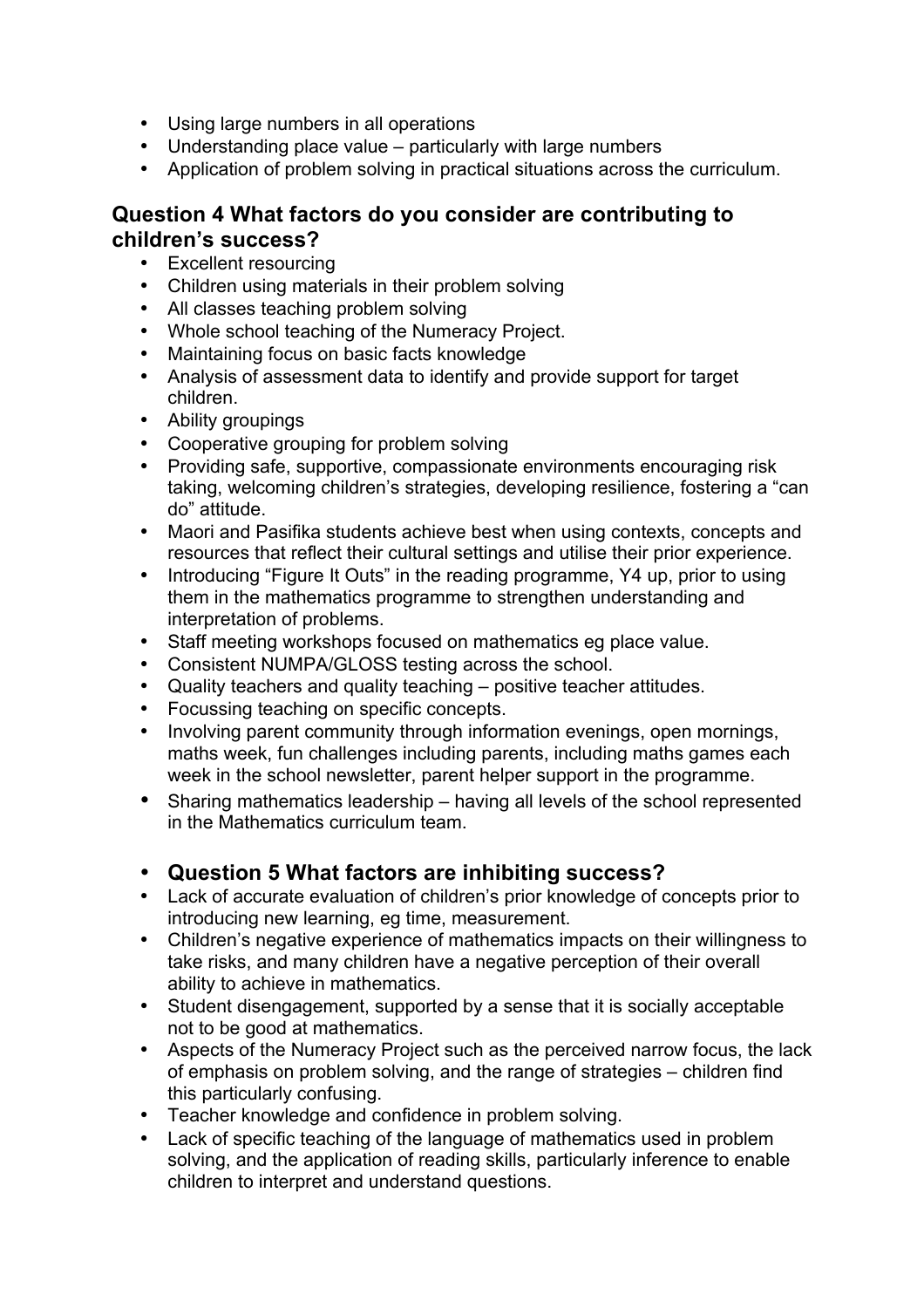- Using large numbers in all operations
- Understanding place value – particularly with large numbers
- Application of problem solving in practical situations across the curriculum.

## Question 4 What factors do you consider are contributing to children's success?

- Excellent resourcing
- Children using materials in their problem solving
- All classes teaching problem solving
- Whole school teaching of the Numeracy Project.
- Maintaining focus on basic facts knowledge
- Analysis of assessment data to identify and provide support for target children.
- Ability groupings
- Cooperative grouping for problem solving
- Providing safe, supportive, compassionate environments encouraging risk taking, welcoming children's strategies, developing resilience, fostering a "can do" attitude.
- Maori and Pasifika students achieve best when using contexts, concepts and resources that reflect their cultural settings and utilise their prior experience.
- Introducing "Figure It Outs" in the reading programme, Y4 up, prior to using them in the mathematics programme to strengthen understanding and interpretation of problems.
- Staff meeting workshops focused on mathematics eg place value.
- Consistent NUMPA/GLOSS testing across the school.
- Quality teachers and quality teaching – positive teacher attitudes.
- Focussing teaching on specific concepts.
- Involving parent community through information evenings, open mornings, maths week, fun challenges including parents, including maths games each week in the school newsletter, parent helper support in the programme.
- Sharing mathematics leadership – having all levels of the school represented in the Mathematics curriculum team.

## Question 5 What factors are inhibiting success?

- Lack of accurate evaluation of children's prior knowledge of concepts prior to introducing new learning, eg time, measurement.
- Children's negative experience of mathematics impacts on their willingness to take risks, and many children have a negative perception of their overall ability to achieve in mathematics.
- Student disengagement, supported by a sense that it is socially acceptable not to be good at mathematics.
- Aspects of the Numeracy Project such as the perceived narrow focus, the lack of emphasis on problem solving, and the range of strategies – children find this particularly confusing.
- Teacher knowledge and confidence in problem solving.
- Lack of specific teaching of the language of mathematics used in problem solving, and the application of reading skills, particularly inference to enable children to interpret and understand questions.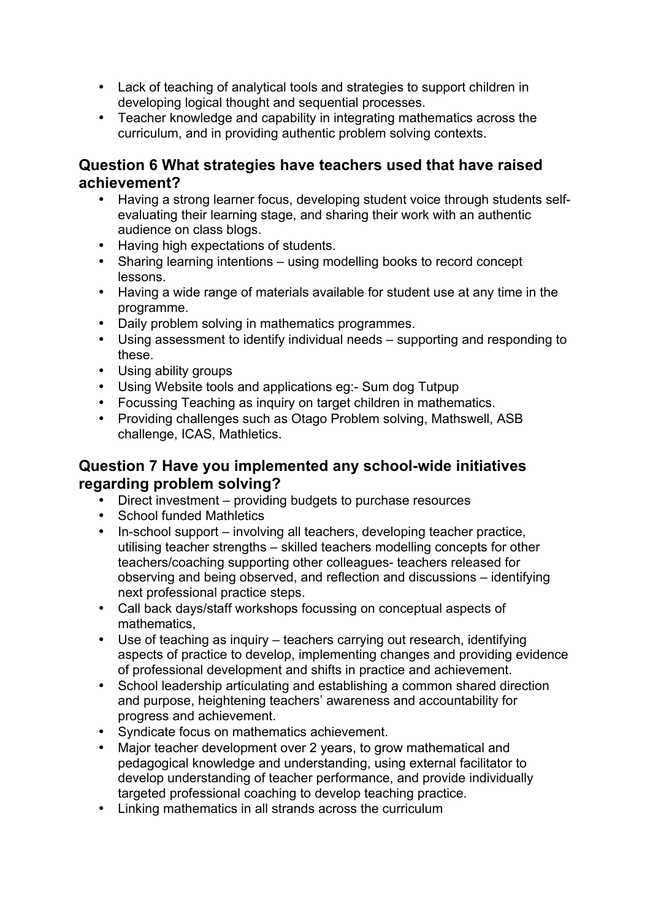- Lack of teaching of analytical tools and strategies to support children in developing logical thought and sequential processes.
- Teacher knowledge and capability in integrating mathematics across the curriculum, and in providing authentic problem solving contexts.

## Question 6 What strategies have teachers used that have raised achievement?

- Having a strong learner focus, developing student voice through students self-evaluating their learning stage, and sharing their work with an authentic audience on class blogs.
- Having high expectations of students.
- Sharing learning intentions – using modelling books to record concept lessons.
- Having a wide range of materials available for student use at any time in the programme.
- Daily problem solving in mathematics programmes.
- Using assessment to identify individual needs – supporting and responding to these.
- Using ability groups
- Using Website tools and applications eg:- Sum dog Tutpup
- Focussing Teaching as inquiry on target children in mathematics.
- Providing challenges such as Otago Problem solving, Mathswell, ASB challenge, ICAS, Mathletics.

## Question 7 Have you implemented any school-wide initiatives regarding problem solving?

- Direct investment – providing budgets to purchase resources
- School funded Mathletics
- In-school support – involving all teachers, developing teacher practice, utilising teacher strengths – skilled teachers modelling concepts for other teachers/coaching supporting other colleagues- teachers released for observing and being observed, and reflection and discussions – identifying next professional practice steps.
- Call back days/staff workshops focussing on conceptual aspects of mathematics,
- Use of teaching as inquiry – teachers carrying out research, identifying aspects of practice to develop, implementing changes and providing evidence of professional development and shifts in practice and achievement.
- School leadership articulating and establishing a common shared direction and purpose, heightening teachers' awareness and accountability for progress and achievement.
- Syndicate focus on mathematics achievement.
- Major teacher development over 2 years, to grow mathematical and pedagogical knowledge and understanding, using external facilitator to develop understanding of teacher performance, and provide individually targeted professional coaching to develop teaching practice.
- Linking mathematics in all strands across the curriculum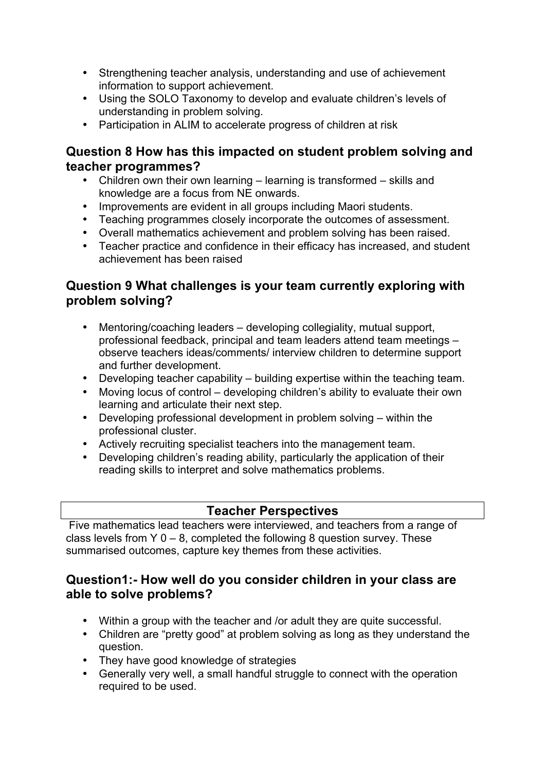- Strengthening teacher analysis, understanding and use of achievement information to support achievement.
- Using the SOLO Taxonomy to develop and evaluate children's levels of understanding in problem solving.
- Participation in ALIM to accelerate progress of children at risk

## Question 8 How has this impacted on student problem solving and teacher programmes?

- Children own their own learning – learning is transformed – skills and knowledge are a focus from NE onwards.
- Improvements are evident in all groups including Maori students.
- Teaching programmes closely incorporate the outcomes of assessment.
- Overall mathematics achievement and problem solving has been raised.
- Teacher practice and confidence in their efficacy has increased, and student achievement has been raised

## Question 9 What challenges is your team currently exploring with problem solving?

- Mentoring/coaching leaders – developing collegiality, mutual support, professional feedback, principal and team leaders attend team meetings – observe teachers ideas/comments/ interview children to determine support and further development.
- Developing teacher capability – building expertise within the teaching team.
- Moving locus of control – developing children's ability to evaluate their own learning and articulate their next step.
- Developing professional development in problem solving – within the professional cluster.
- Actively recruiting specialist teachers into the management team.
- Developing children's reading ability, particularly the application of their reading skills to interpret and solve mathematics problems.

## Teacher Perspectives

Five mathematics lead teachers were interviewed, and teachers from a range of class levels from Y 0 – 8, completed the following 8 question survey. These summarised outcomes, capture key themes from these activities.

## Question1:- How well do you consider children in your class are able to solve problems?

- Within a group with the teacher and /or adult they are quite successful.
- Children are "pretty good" at problem solving as long as they understand the question.
- They have good knowledge of strategies
- Generally very well, a small handful struggle to connect with the operation required to be used.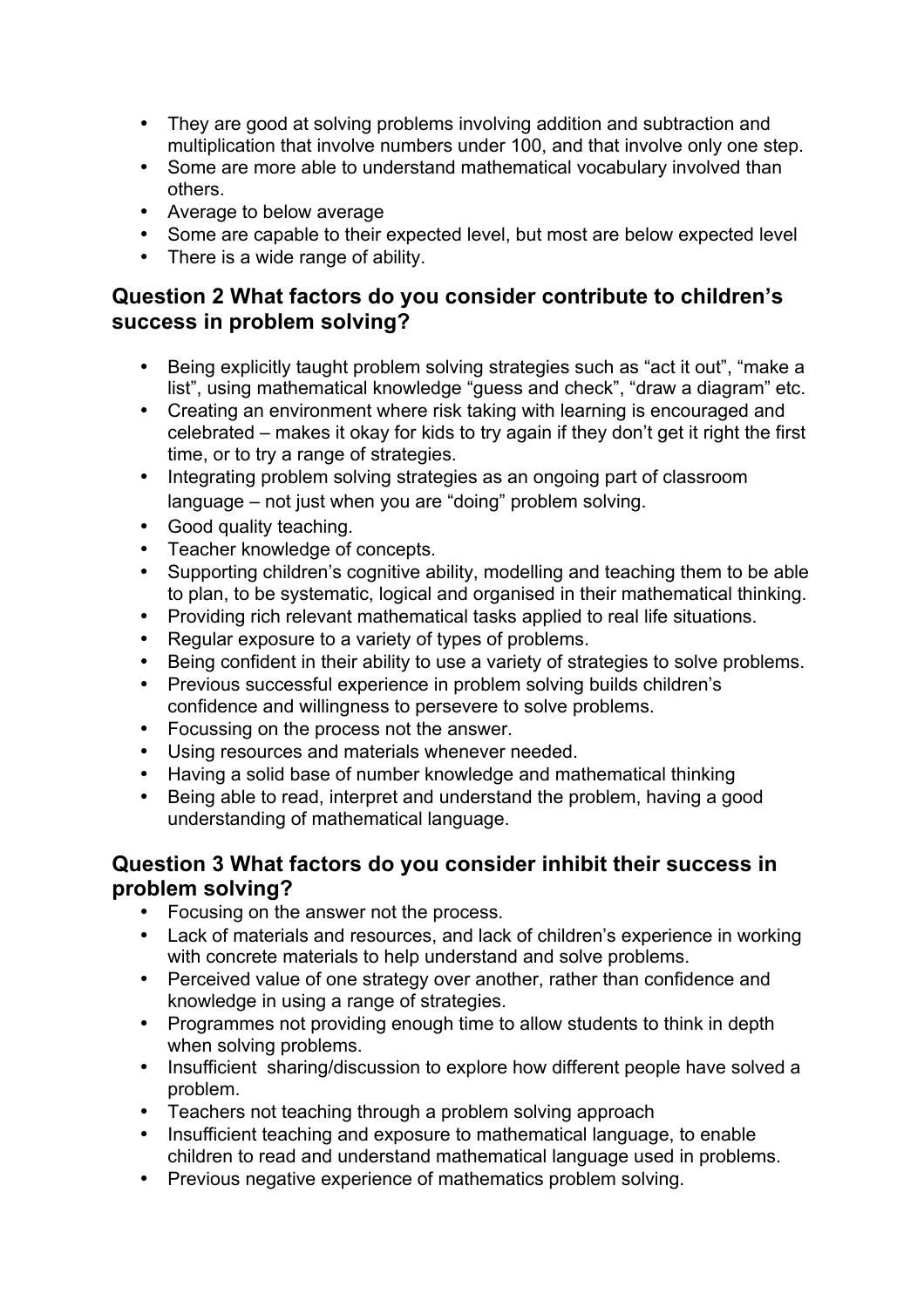- They are good at solving problems involving addition and subtraction and multiplication that involve numbers under 100, and that involve only one step.
- Some are more able to understand mathematical vocabulary involved than others.
- Average to below average
- Some are capable to their expected level, but most are below expected level
- There is a wide range of ability.

### Question 2 What factors do you consider contribute to children's success in problem solving?

- Being explicitly taught problem solving strategies such as "act it out", "make a list", using mathematical knowledge "guess and check", "draw a diagram" etc.
- Creating an environment where risk taking with learning is encouraged and celebrated – makes it okay for kids to try again if they don't get it right the first time, or to try a range of strategies.
- Integrating problem solving strategies as an ongoing part of classroom language – not just when you are "doing" problem solving.
- Good quality teaching.
- Teacher knowledge of concepts.
- Supporting children's cognitive ability, modelling and teaching them to be able to plan, to be systematic, logical and organised in their mathematical thinking.
- Providing rich relevant mathematical tasks applied to real life situations.
- Regular exposure to a variety of types of problems.
- Being confident in their ability to use a variety of strategies to solve problems.
- Previous successful experience in problem solving builds children's confidence and willingness to persevere to solve problems.
- Focussing on the process not the answer.
- Using resources and materials whenever needed.
- Having a solid base of number knowledge and mathematical thinking
- Being able to read, interpret and understand the problem, having a good understanding of mathematical language.

### Question 3 What factors do you consider inhibit their success in problem solving?

- Focusing on the answer not the process.
- Lack of materials and resources, and lack of children's experience in working with concrete materials to help understand and solve problems.
- Perceived value of one strategy over another, rather than confidence and knowledge in using a range of strategies.
- Programmes not providing enough time to allow students to think in depth when solving problems.
- Insufficient sharing/discussion to explore how different people have solved a problem.
- Teachers not teaching through a problem solving approach
- Insufficient teaching and exposure to mathematical language, to enable children to read and understand mathematical language used in problems.
- Previous negative experience of mathematics problem solving.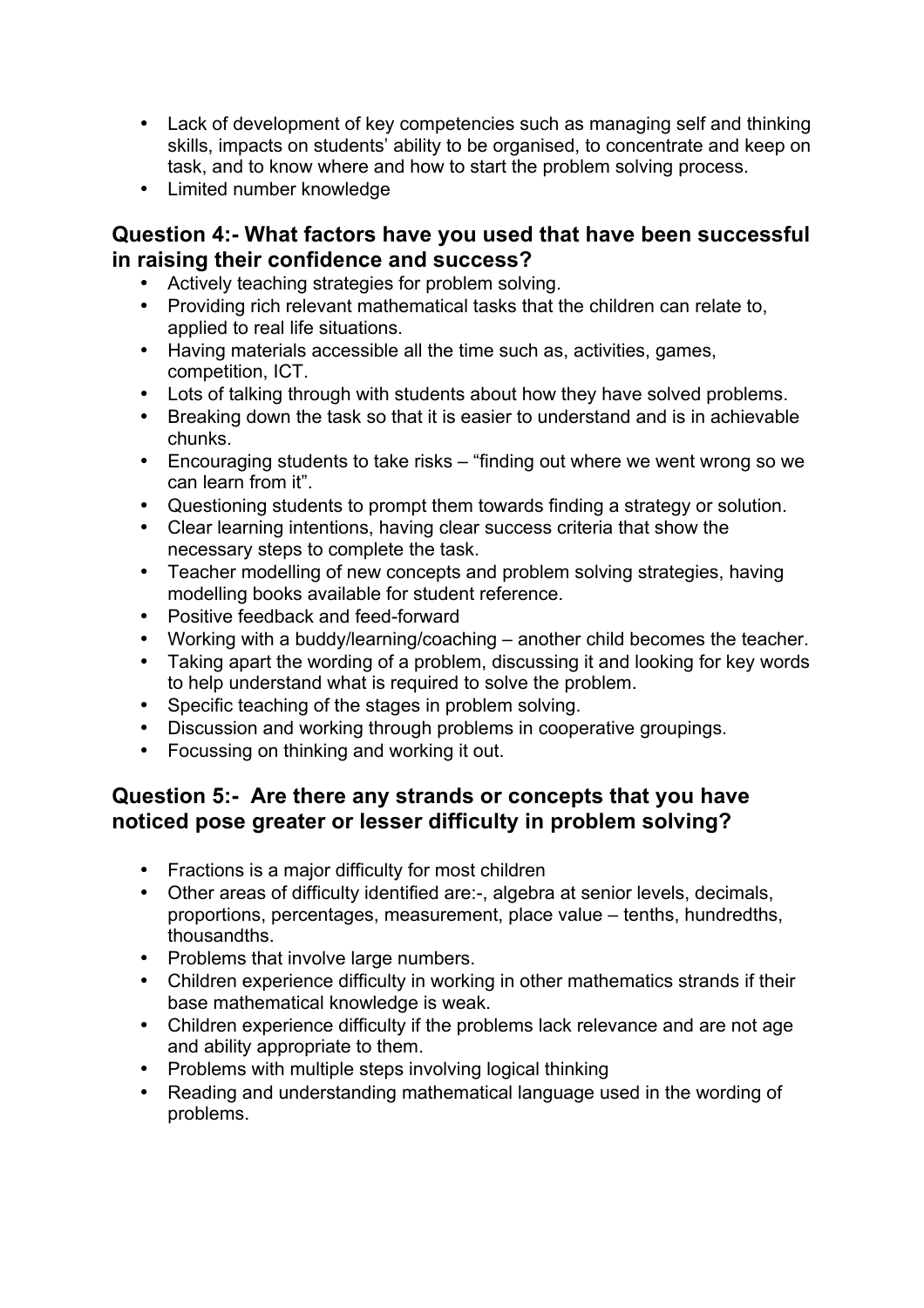- Lack of development of key competencies such as managing self and thinking skills, impacts on students' ability to be organised, to concentrate and keep on task, and to know where and how to start the problem solving process.
- Limited number knowledge

## Question 4:- What factors have you used that have been successful in raising their confidence and success?

- Actively teaching strategies for problem solving.
- Providing rich relevant mathematical tasks that the children can relate to, applied to real life situations.
- Having materials accessible all the time such as, activities, games, competition, ICT.
- Lots of talking through with students about how they have solved problems.
- Breaking down the task so that it is easier to understand and is in achievable chunks.
- Encouraging students to take risks – "finding out where we went wrong so we can learn from it".
- Questioning students to prompt them towards finding a strategy or solution.
- Clear learning intentions, having clear success criteria that show the necessary steps to complete the task.
- Teacher modelling of new concepts and problem solving strategies, having modelling books available for student reference.
- Positive feedback and feed-forward
- Working with a buddy/learning/coaching – another child becomes the teacher.
- Taking apart the wording of a problem, discussing it and looking for key words to help understand what is required to solve the problem.
- Specific teaching of the stages in problem solving.
- Discussion and working through problems in cooperative groupings.
- Focussing on thinking and working it out.

## Question 5:- Are there any strands or concepts that you have noticed pose greater or lesser difficulty in problem solving?

- Fractions is a major difficulty for most children
- Other areas of difficulty identified are:-, algebra at senior levels, decimals, proportions, percentages, measurement, place value – tenths, hundredths, thousandths.
- Problems that involve large numbers.
- Children experience difficulty in working in other mathematics strands if their base mathematical knowledge is weak.
- Children experience difficulty if the problems lack relevance and are not age and ability appropriate to them.
- Problems with multiple steps involving logical thinking
- Reading and understanding mathematical language used in the wording of problems.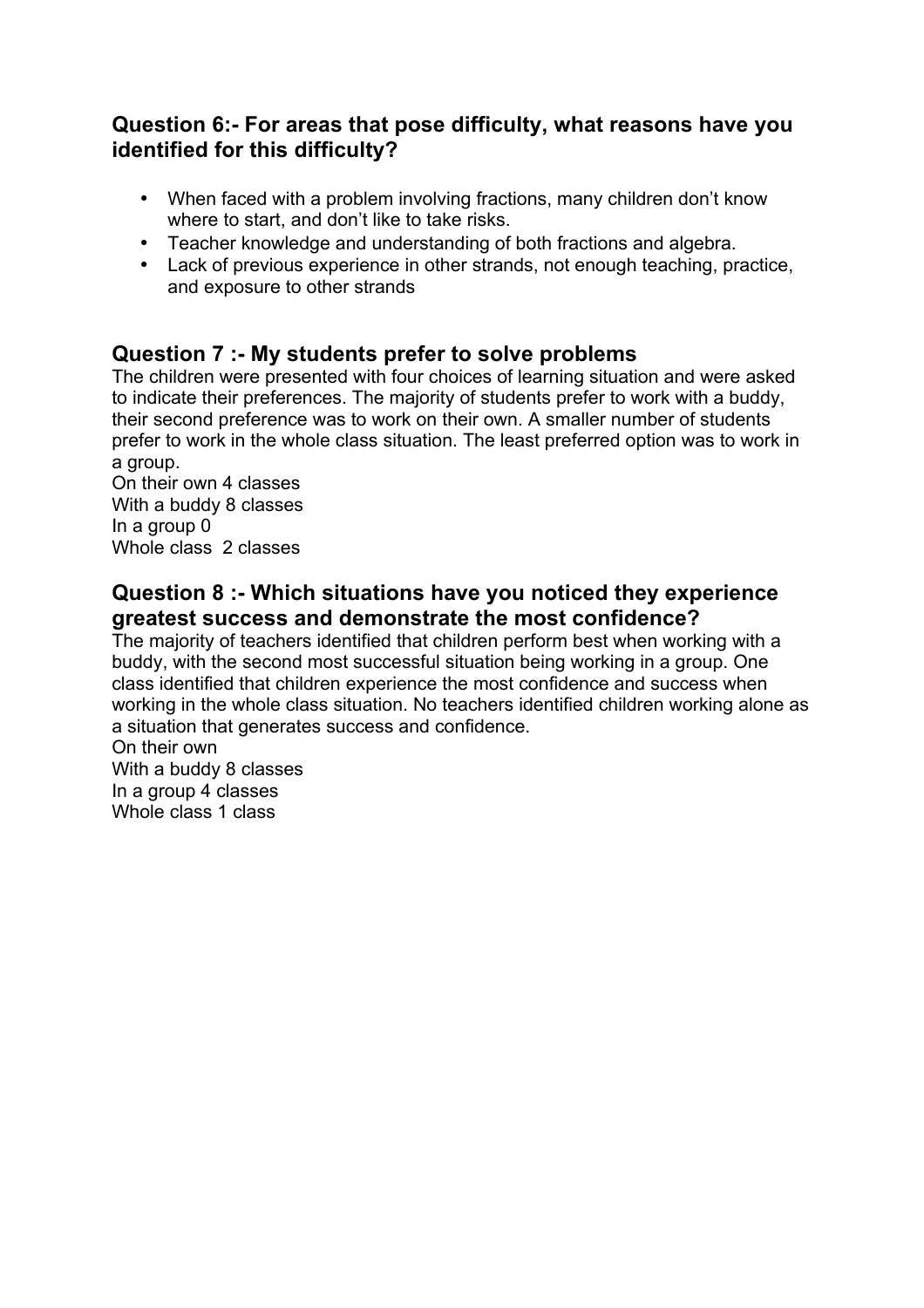### Question 6:- For areas that pose difficulty, what reasons have you identified for this difficulty?

- When faced with a problem involving fractions, many children don't know where to start, and don't like to take risks.
- Teacher knowledge and understanding of both fractions and algebra.
- Lack of previous experience in other strands, not enough teaching, practice, and exposure to other strands

### Question 7 :- My students prefer to solve problems

The children were presented with four choices of learning situation and were asked to indicate their preferences. The majority of students prefer to work with a buddy, their second preference was to work on their own. A smaller number of students prefer to work in the whole class situation. The least preferred option was to work in a group.

On their own 4 classes  
With a buddy 8 classes  
In a group 0  
Whole class  2 classes

### Question 8 :- Which situations have you noticed they experience greatest success and demonstrate the most confidence?

The majority of teachers identified that children perform best when working with a buddy, with the second most successful situation being working in a group. One class identified that children experience the most confidence and success when working in the whole class situation. No teachers identified children working alone as a situation that generates success and confidence.

On their own  
With a buddy 8 classes  
In a group 4 classes  
Whole class 1 class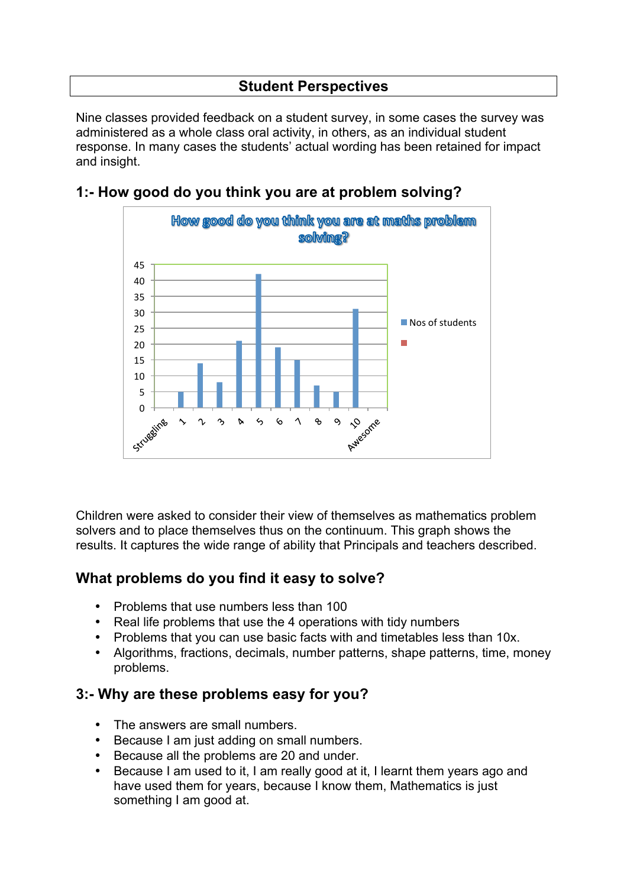## Student Perspectives

Nine classes provided feedback on a student survey, in some cases the survey was administered as a whole class oral activity, in others, as an individual student response. In many cases the students' actual wording has been retained for impact and insight.

### 1:- How good do you think you are at problem solving?

How good do you think you are at maths problem solving?

| | Nos of students |
|---|---|
| Struggling | |
| 1 | 5 |
| 2 | 14 |
| 3 | 8 |
| 4 | 21 |
| 5 | 42 |
| 6 | 19 |
| 7 | 15 |
| 8 | 7 |
| 9 | 5 |
| 10 | 31 |
| Awesome | |

Children were asked to consider their view of themselves as mathematics problem solvers and to place themselves thus on the continuum. This graph shows the results. It captures the wide range of ability that Principals and teachers described.

### What problems do you find it easy to solve?

- Problems that use numbers less than 100
- Real life problems that use the 4 operations with tidy numbers
- Problems that you can use basic facts with and timetables less than 10x.
- Algorithms, fractions, decimals, number patterns, shape patterns, time, money problems.

### 3:- Why are these problems easy for you?

- The answers are small numbers.
- Because I am just adding on small numbers.
- Because all the problems are 20 and under.
- Because I am used to it, I am really good at it, I learnt them years ago and have used them for years, because I know them, Mathematics is just something I am good at.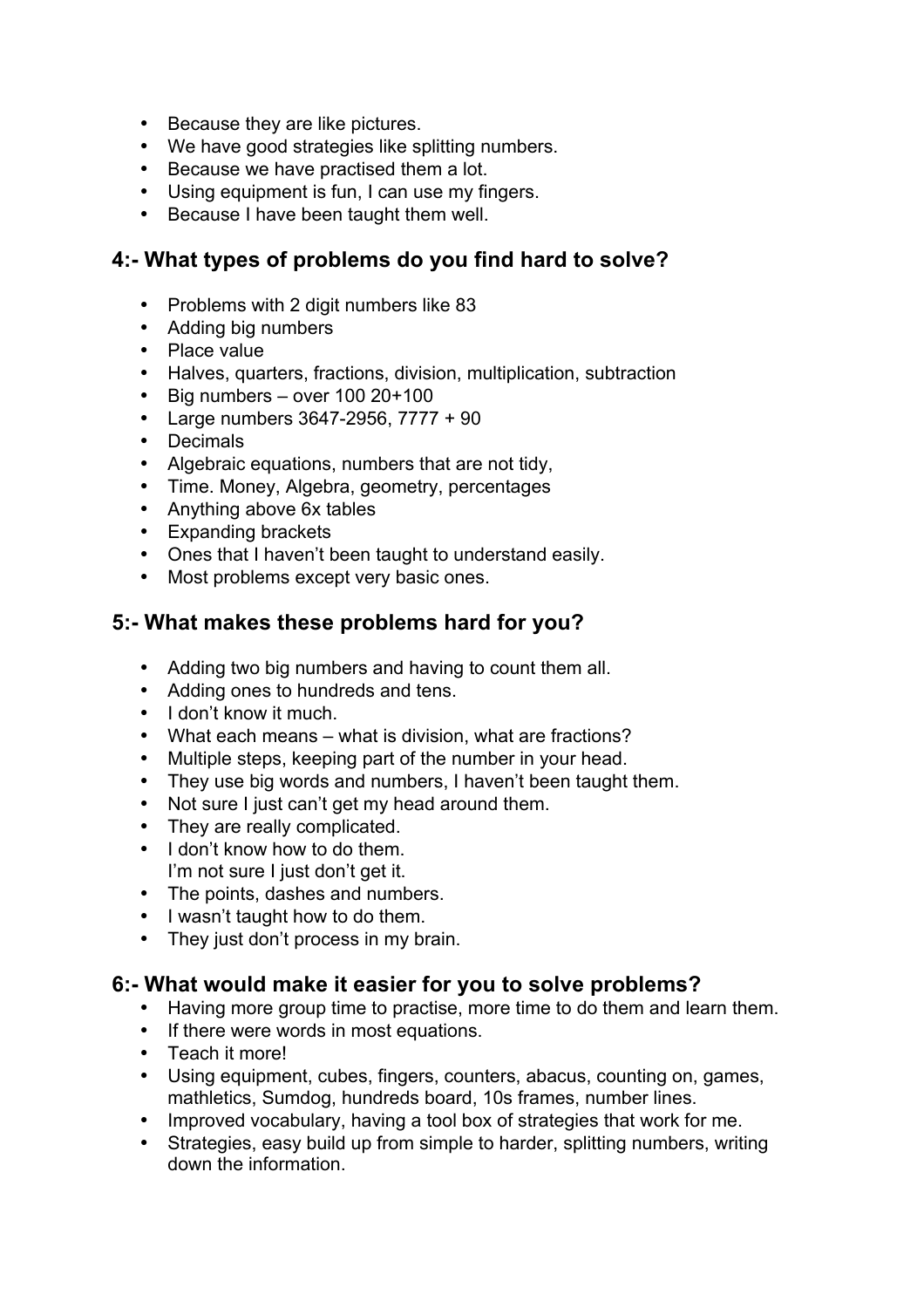- Because they are like pictures.
- We have good strategies like splitting numbers.
- Because we have practised them a lot.
- Using equipment is fun, I can use my fingers.
- Because I have been taught them well.

## 4:- What types of problems do you find hard to solve?

- Problems with 2 digit numbers like 83
- Adding big numbers
- Place value
- Halves, quarters, fractions, division, multiplication, subtraction
- Big numbers – over 100 20+100
- Large numbers 3647-2956, 7777 + 90
- Decimals
- Algebraic equations, numbers that are not tidy,
- Time. Money, Algebra, geometry, percentages
- Anything above 6x tables
- Expanding brackets
- Ones that I haven't been taught to understand easily.
- Most problems except very basic ones.

## 5:- What makes these problems hard for you?

- Adding two big numbers and having to count them all.
- Adding ones to hundreds and tens.
- I don't know it much.
- What each means – what is division, what are fractions?
- Multiple steps, keeping part of the number in your head.
- They use big words and numbers, I haven't been taught them.
- Not sure I just can't get my head around them.
- They are really complicated.
- I don't know how to do them.
  I'm not sure I just don't get it.
- The points, dashes and numbers.
- I wasn't taught how to do them.
- They just don't process in my brain.

## 6:- What would make it easier for you to solve problems?

- Having more group time to practise, more time to do them and learn them.
- If there were words in most equations.
- Teach it more!
- Using equipment, cubes, fingers, counters, abacus, counting on, games, mathletics, Sumdog, hundreds board, 10s frames, number lines.
- Improved vocabulary, having a tool box of strategies that work for me.
- Strategies, easy build up from simple to harder, splitting numbers, writing down the information.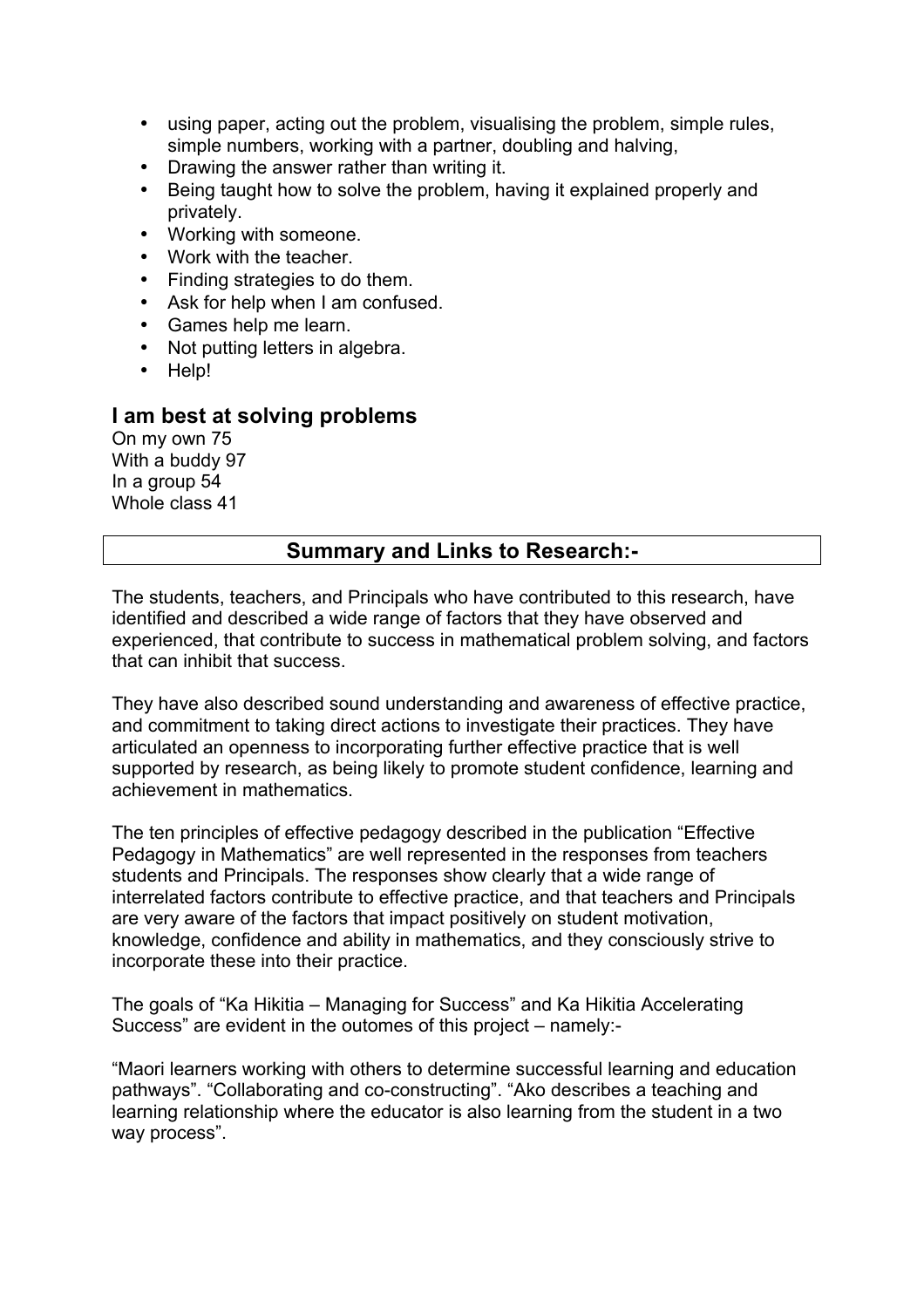- using paper, acting out the problem, visualising the problem, simple rules, simple numbers, working with a partner, doubling and halving,
- Drawing the answer rather than writing it.
- Being taught how to solve the problem, having it explained properly and privately.
- Working with someone.
- Work with the teacher.
- Finding strategies to do them.
- Ask for help when I am confused.
- Games help me learn.
- Not putting letters in algebra.
- Help!

### I am best at solving problems

On my own 75
With a buddy 97
In a group 54
Whole class 41

## Summary and Links to Research:-

The students, teachers, and Principals who have contributed to this research, have identified and described a wide range of factors that they have observed and experienced, that contribute to success in mathematical problem solving, and factors that can inhibit that success.

They have also described sound understanding and awareness of effective practice, and commitment to taking direct actions to investigate their practices. They have articulated an openness to incorporating further effective practice that is well supported by research, as being likely to promote student confidence, learning and achievement in mathematics.

The ten principles of effective pedagogy described in the publication "Effective Pedagogy in Mathematics" are well represented in the responses from teachers students and Principals. The responses show clearly that a wide range of interrelated factors contribute to effective practice, and that teachers and Principals are very aware of the factors that impact positively on student motivation, knowledge, confidence and ability in mathematics, and they consciously strive to incorporate these into their practice.

The goals of "Ka Hikitia – Managing for Success" and Ka Hikitia Accelerating Success" are evident in the outomes of this project – namely:-

"Maori learners working with others to determine successful learning and education pathways". "Collaborating and co-constructing". "Ako describes a teaching and learning relationship where the educator is also learning from the student in a two way process".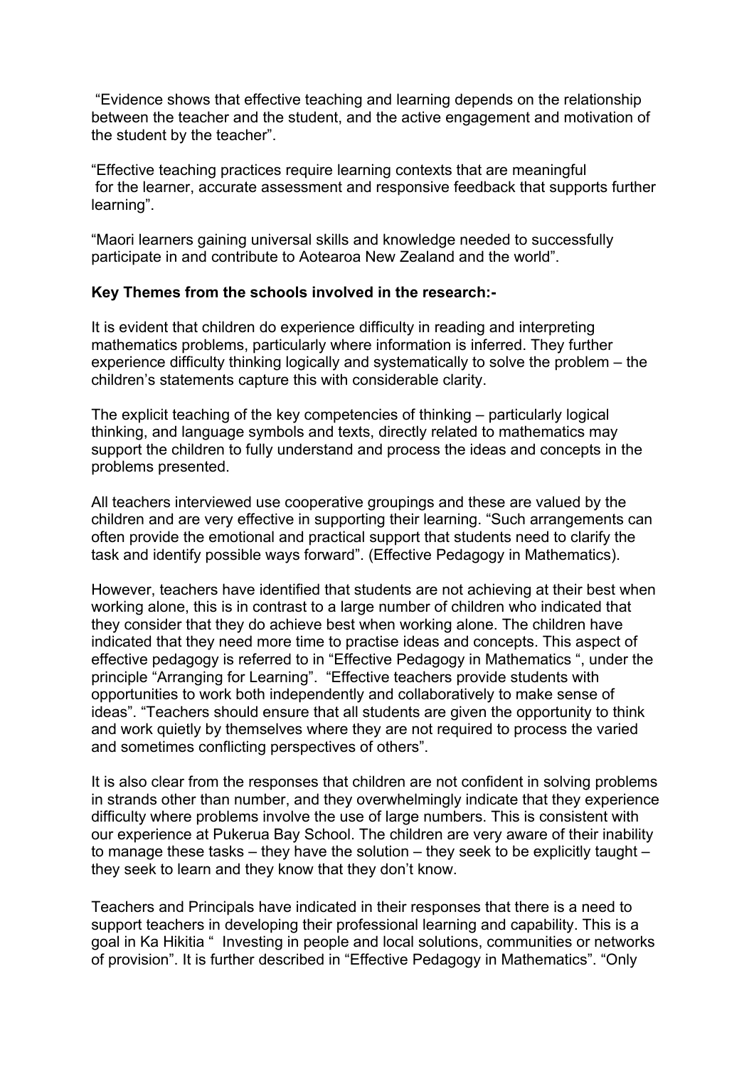"Evidence shows that effective teaching and learning depends on the relationship between the teacher and the student, and the active engagement and motivation of the student by the teacher".

"Effective teaching practices require learning contexts that are meaningful for the learner, accurate assessment and responsive feedback that supports further learning".

"Maori learners gaining universal skills and knowledge needed to successfully participate in and contribute to Aotearoa New Zealand and the world".

**Key Themes from the schools involved in the research:-**

It is evident that children do experience difficulty in reading and interpreting mathematics problems, particularly where information is inferred. They further experience difficulty thinking logically and systematically to solve the problem – the children's statements capture this with considerable clarity.

The explicit teaching of the key competencies of thinking – particularly logical thinking, and language symbols and texts, directly related to mathematics may support the children to fully understand and process the ideas and concepts in the problems presented.

All teachers interviewed use cooperative groupings and these are valued by the children and are very effective in supporting their learning. "Such arrangements can often provide the emotional and practical support that students need to clarify the task and identify possible ways forward". (Effective Pedagogy in Mathematics).

However, teachers have identified that students are not achieving at their best when working alone, this is in contrast to a large number of children who indicated that they consider that they do achieve best when working alone. The children have indicated that they need more time to practise ideas and concepts. This aspect of effective pedagogy is referred to in "Effective Pedagogy in Mathematics ", under the principle "Arranging for Learning". "Effective teachers provide students with opportunities to work both independently and collaboratively to make sense of ideas". "Teachers should ensure that all students are given the opportunity to think and work quietly by themselves where they are not required to process the varied and sometimes conflicting perspectives of others".

It is also clear from the responses that children are not confident in solving problems in strands other than number, and they overwhelmingly indicate that they experience difficulty where problems involve the use of large numbers. This is consistent with our experience at Pukerua Bay School. The children are very aware of their inability to manage these tasks – they have the solution – they seek to be explicitly taught – they seek to learn and they know that they don't know.

Teachers and Principals have indicated in their responses that there is a need to support teachers in developing their professional learning and capability. This is a goal in Ka Hikitia " Investing in people and local solutions, communities or networks of provision". It is further described in "Effective Pedagogy in Mathematics". "Only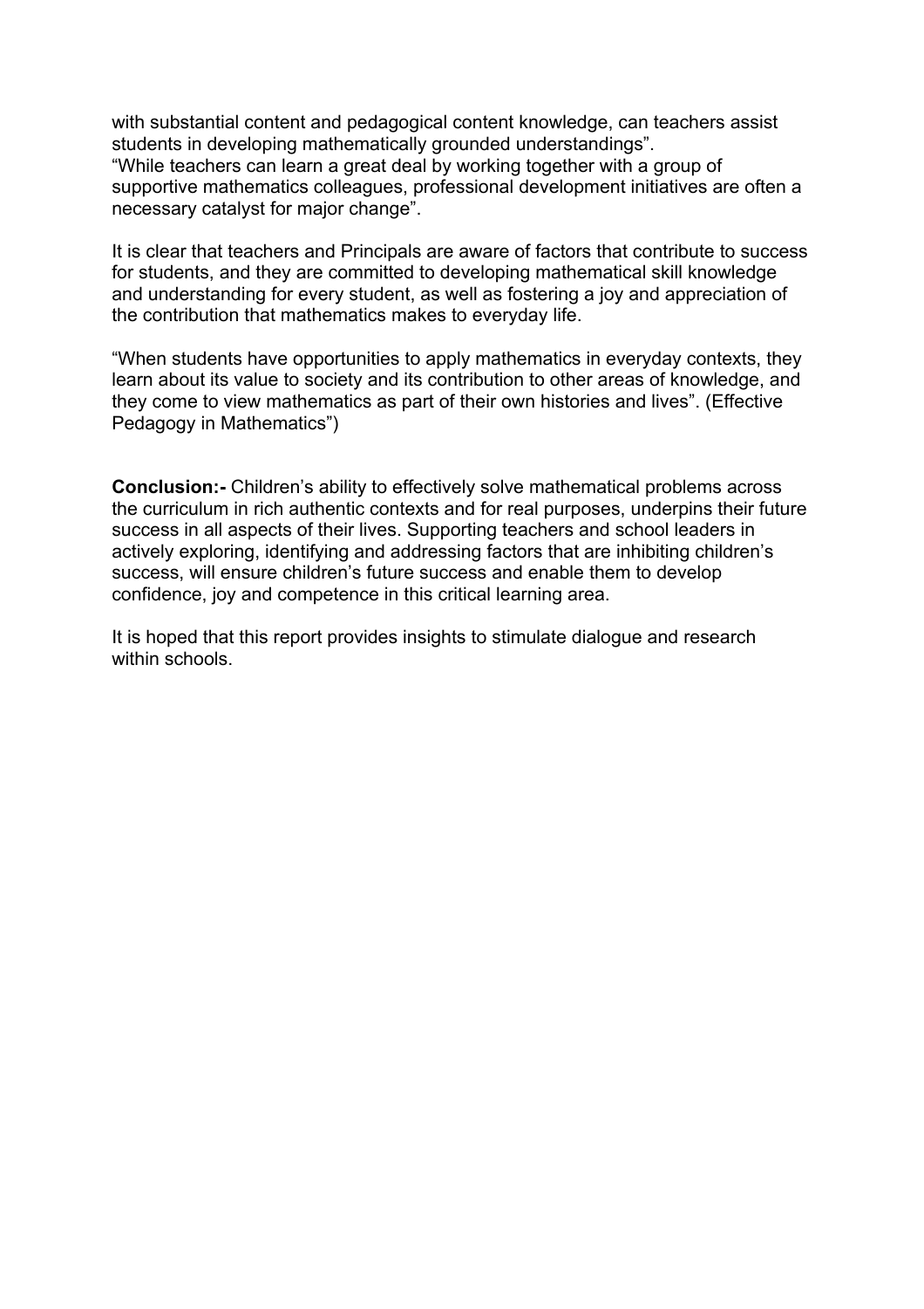with substantial content and pedagogical content knowledge, can teachers assist students in developing mathematically grounded understandings".
"While teachers can learn a great deal by working together with a group of supportive mathematics colleagues, professional development initiatives are often a necessary catalyst for major change".

It is clear that teachers and Principals are aware of factors that contribute to success for students, and they are committed to developing mathematical skill knowledge and understanding for every student, as well as fostering a joy and appreciation of the contribution that mathematics makes to everyday life.

"When students have opportunities to apply mathematics in everyday contexts, they learn about its value to society and its contribution to other areas of knowledge, and they come to view mathematics as part of their own histories and lives". (Effective Pedagogy in Mathematics")

**Conclusion:-** Children's ability to effectively solve mathematical problems across the curriculum in rich authentic contexts and for real purposes, underpins their future success in all aspects of their lives. Supporting teachers and school leaders in actively exploring, identifying and addressing factors that are inhibiting children's success, will ensure children's future success and enable them to develop confidence, joy and competence in this critical learning area.

It is hoped that this report provides insights to stimulate dialogue and research within schools.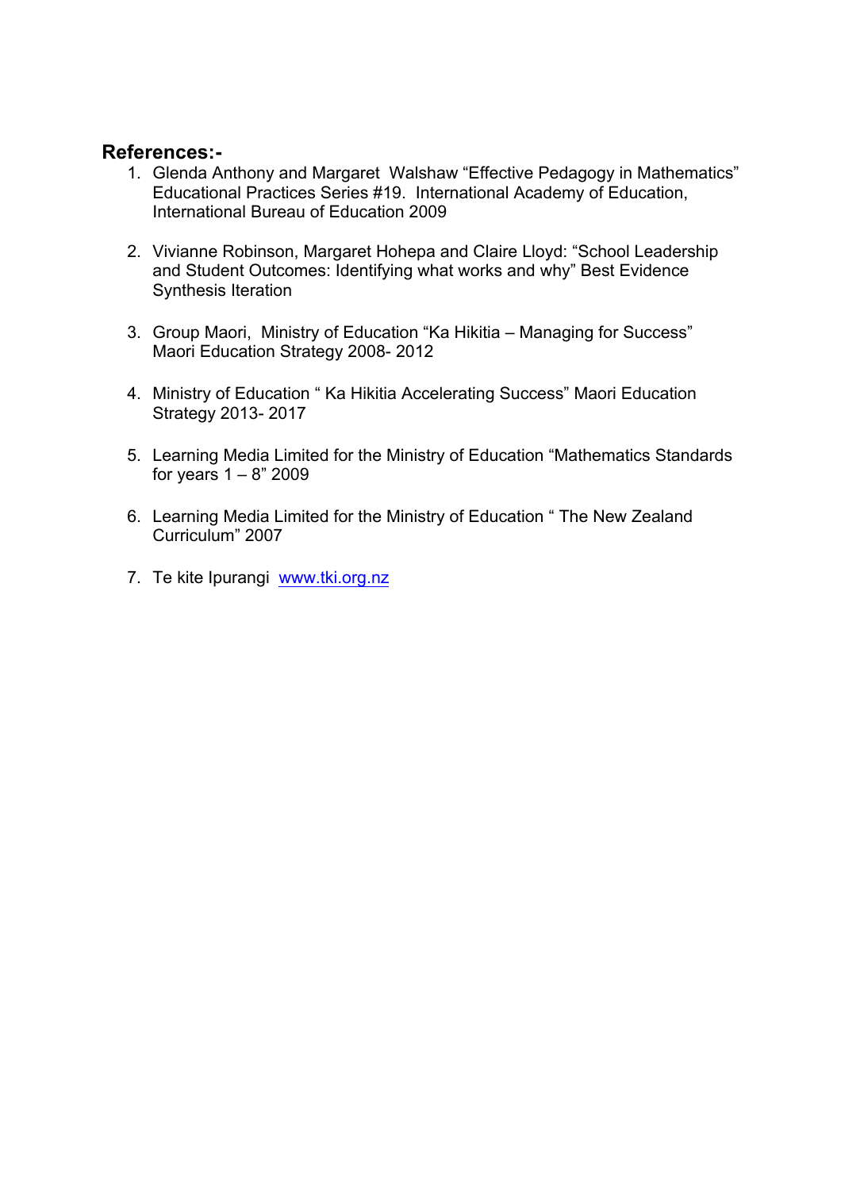## References:-

1. Glenda Anthony and Margaret Walshaw "Effective Pedagogy in Mathematics" Educational Practices Series #19. International Academy of Education, International Bureau of Education 2009

2. Vivianne Robinson, Margaret Hohepa and Claire Lloyd: "School Leadership and Student Outcomes: Identifying what works and why" Best Evidence Synthesis Iteration

3. Group Maori, Ministry of Education "Ka Hikitia – Managing for Success" Maori Education Strategy 2008- 2012

4. Ministry of Education " Ka Hikitia Accelerating Success" Maori Education Strategy 2013- 2017

5. Learning Media Limited for the Ministry of Education "Mathematics Standards for years 1 – 8" 2009

6. Learning Media Limited for the Ministry of Education " The New Zealand Curriculum" 2007

7. Te kite Ipurangi [www.tki.org.nz](http://www.tki.org.nz)